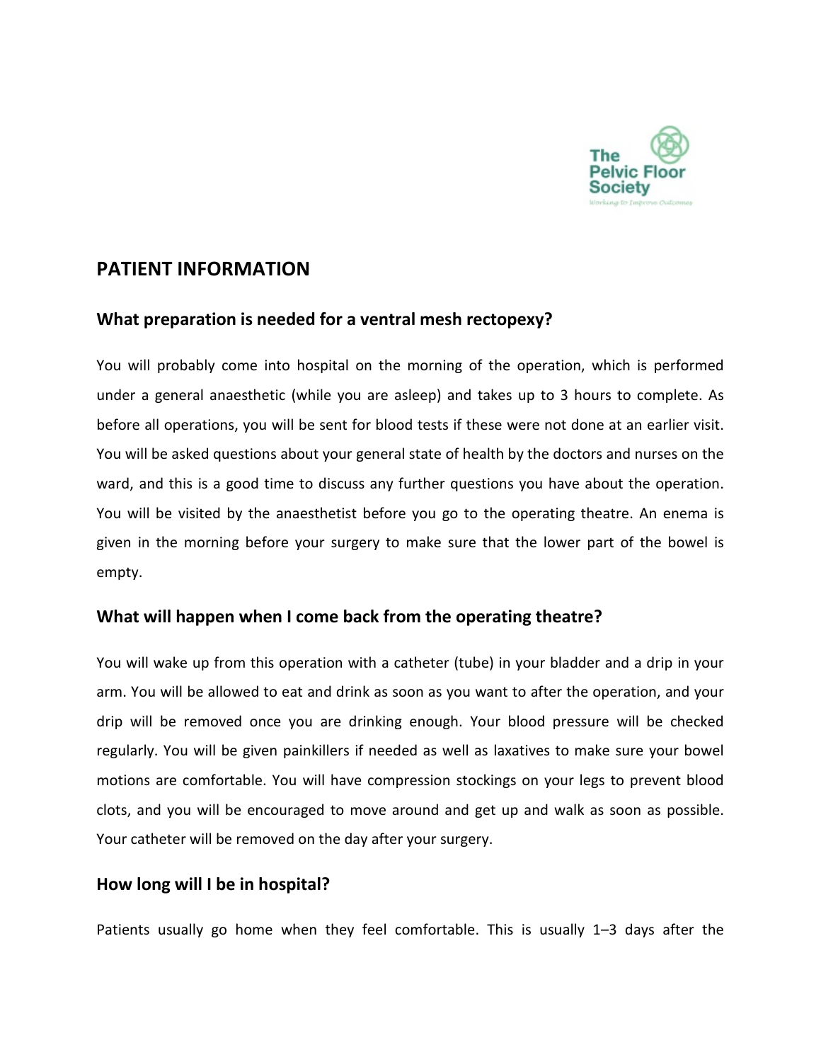The Pelvic Floor Society

Working to Improve Outcomes

## PATIENT INFORMATION

### What preparation is needed for a ventral mesh rectopexy?

You will probably come into hospital on the morning of the operation, which is performed under a general anaesthetic (while you are asleep) and takes up to 3 hours to complete. As before all operations, you will be sent for blood tests if these were not done at an earlier visit. You will be asked questions about your general state of health by the doctors and nurses on the ward, and this is a good time to discuss any further questions you have about the operation. You will be visited by the anaesthetist before you go to the operating theatre. An enema is given in the morning before your surgery to make sure that the lower part of the bowel is empty.

### What will happen when I come back from the operating theatre?

You will wake up from this operation with a catheter (tube) in your bladder and a drip in your arm. You will be allowed to eat and drink as soon as you want to after the operation, and your drip will be removed once you are drinking enough. Your blood pressure will be checked regularly. You will be given painkillers if needed as well as laxatives to make sure your bowel motions are comfortable. You will have compression stockings on your legs to prevent blood clots, and you will be encouraged to move around and get up and walk as soon as possible. Your catheter will be removed on the day after your surgery.

### How long will I be in hospital?

Patients usually go home when they feel comfortable. This is usually 1–3 days after the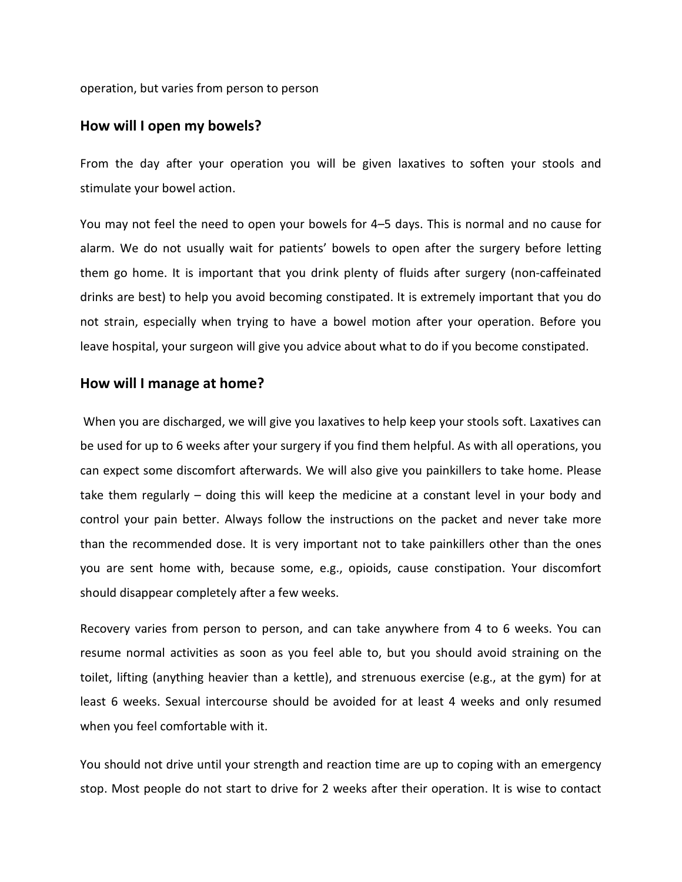operation, but varies from person to person

## How will I open my bowels?

From the day after your operation you will be given laxatives to soften your stools and stimulate your bowel action.

You may not feel the need to open your bowels for 4–5 days. This is normal and no cause for alarm. We do not usually wait for patients' bowels to open after the surgery before letting them go home. It is important that you drink plenty of fluids after surgery (non-caffeinated drinks are best) to help you avoid becoming constipated. It is extremely important that you do not strain, especially when trying to have a bowel motion after your operation. Before you leave hospital, your surgeon will give you advice about what to do if you become constipated.

## How will I manage at home?

When you are discharged, we will give you laxatives to help keep your stools soft. Laxatives can be used for up to 6 weeks after your surgery if you find them helpful. As with all operations, you can expect some discomfort afterwards. We will also give you painkillers to take home. Please take them regularly – doing this will keep the medicine at a constant level in your body and control your pain better. Always follow the instructions on the packet and never take more than the recommended dose. It is very important not to take painkillers other than the ones you are sent home with, because some, e.g., opioids, cause constipation. Your discomfort should disappear completely after a few weeks.

Recovery varies from person to person, and can take anywhere from 4 to 6 weeks. You can resume normal activities as soon as you feel able to, but you should avoid straining on the toilet, lifting (anything heavier than a kettle), and strenuous exercise (e.g., at the gym) for at least 6 weeks. Sexual intercourse should be avoided for at least 4 weeks and only resumed when you feel comfortable with it.

You should not drive until your strength and reaction time are up to coping with an emergency stop. Most people do not start to drive for 2 weeks after their operation. It is wise to contact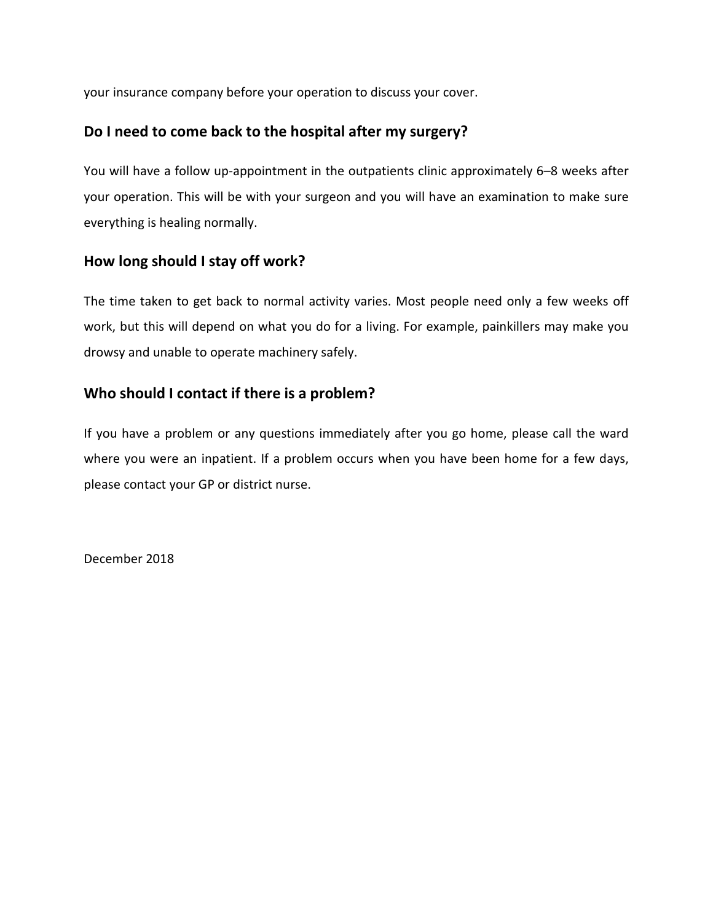your insurance company before your operation to discuss your cover.

## Do I need to come back to the hospital after my surgery?

You will have a follow up-appointment in the outpatients clinic approximately 6–8 weeks after your operation. This will be with your surgeon and you will have an examination to make sure everything is healing normally.

## How long should I stay off work?

The time taken to get back to normal activity varies. Most people need only a few weeks off work, but this will depend on what you do for a living. For example, painkillers may make you drowsy and unable to operate machinery safely.

## Who should I contact if there is a problem?

If you have a problem or any questions immediately after you go home, please call the ward where you were an inpatient. If a problem occurs when you have been home for a few days, please contact your GP or district nurse.

December 2018